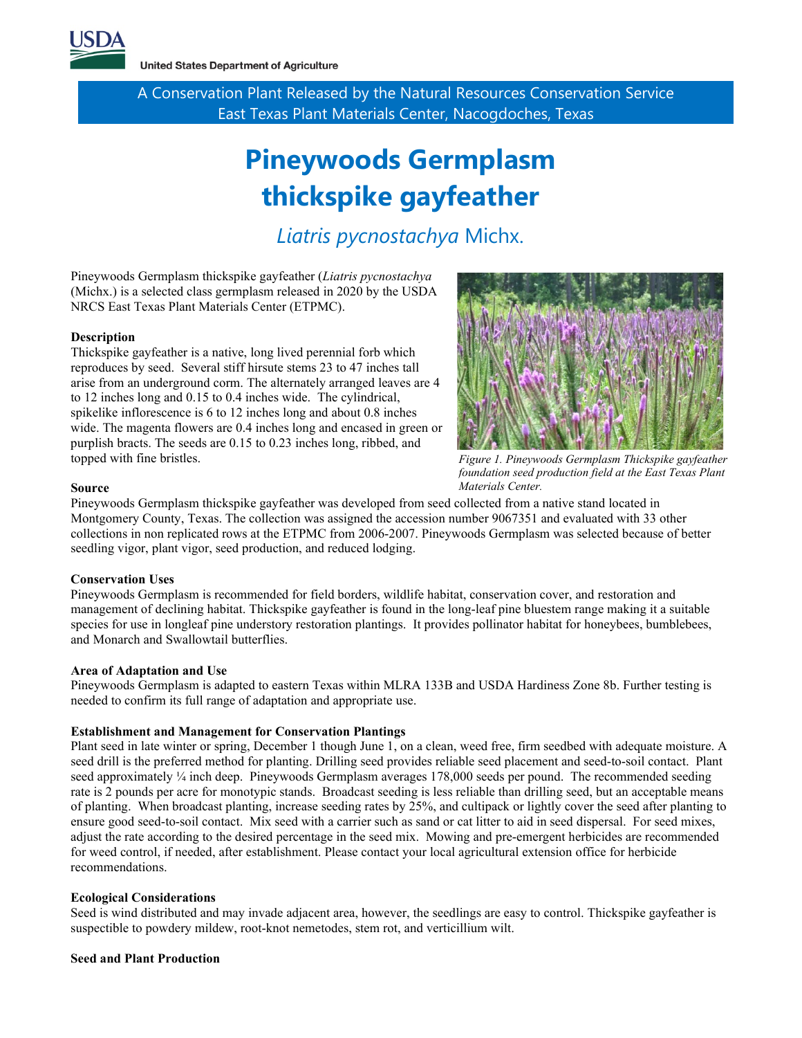United States Department of Agriculture

A Conservation Plant Released by the Natural Resources Conservation Service
East Texas Plant Materials Center, Nacogdoches, Texas

# Pineywoods Germplasm thickspike gayfeather

## *Liatris pycnostachya* Michx.

Pineywoods Germplasm thickspike gayfeather (*Liatris pycnostachya* (Michx.) is a selected class germplasm released in 2020 by the USDA NRCS East Texas Plant Materials Center (ETPMC).

### Description

Thickspike gayfeather is a native, long lived perennial forb which reproduces by seed. Several stiff hirsute stems 23 to 47 inches tall arise from an underground corm. The alternately arranged leaves are 4 to 12 inches long and 0.15 to 0.4 inches wide. The cylindrical, spikelike inflorescence is 6 to 12 inches long and about 0.8 inches wide. The magenta flowers are 0.4 inches long and encased in green or purplish bracts. The seeds are 0.15 to 0.23 inches long, ribbed, and topped with fine bristles.

*Figure 1. Pineywoods Germplasm Thickspike gayfeather foundation seed production field at the East Texas Plant Materials Center.*

### Source

Pineywoods Germplasm thickspike gayfeather was developed from seed collected from a native stand located in Montgomery County, Texas. The collection was assigned the accession number 9067351 and evaluated with 33 other collections in non replicated rows at the ETPMC from 2006-2007. Pineywoods Germplasm was selected because of better seedling vigor, plant vigor, seed production, and reduced lodging.

### Conservation Uses

Pineywoods Germplasm is recommended for field borders, wildlife habitat, conservation cover, and restoration and management of declining habitat. Thickspike gayfeather is found in the long-leaf pine bluestem range making it a suitable species for use in longleaf pine understory restoration plantings. It provides pollinator habitat for honeybees, bumblebees, and Monarch and Swallowtail butterflies.

### Area of Adaptation and Use

Pineywoods Germplasm is adapted to eastern Texas within MLRA 133B and USDA Hardiness Zone 8b. Further testing is needed to confirm its full range of adaptation and appropriate use.

### Establishment and Management for Conservation Plantings

Plant seed in late winter or spring, December 1 though June 1, on a clean, weed free, firm seedbed with adequate moisture. A seed drill is the preferred method for planting. Drilling seed provides reliable seed placement and seed-to-soil contact. Plant seed approximately ¼ inch deep. Pineywoods Germplasm averages 178,000 seeds per pound. The recommended seeding rate is 2 pounds per acre for monotypic stands. Broadcast seeding is less reliable than drilling seed, but an acceptable means of planting. When broadcast planting, increase seeding rates by 25%, and cultipack or lightly cover the seed after planting to ensure good seed-to-soil contact. Mix seed with a carrier such as sand or cat litter to aid in seed dispersal. For seed mixes, adjust the rate according to the desired percentage in the seed mix. Mowing and pre-emergent herbicides are recommended for weed control, if needed, after establishment. Please contact your local agricultural extension office for herbicide recommendations.

### Ecological Considerations

Seed is wind distributed and may invade adjacent area, however, the seedlings are easy to control. Thickspike gayfeather is suspectible to powdery mildew, root-knot nemetodes, stem rot, and verticillium wilt.

### Seed and Plant Production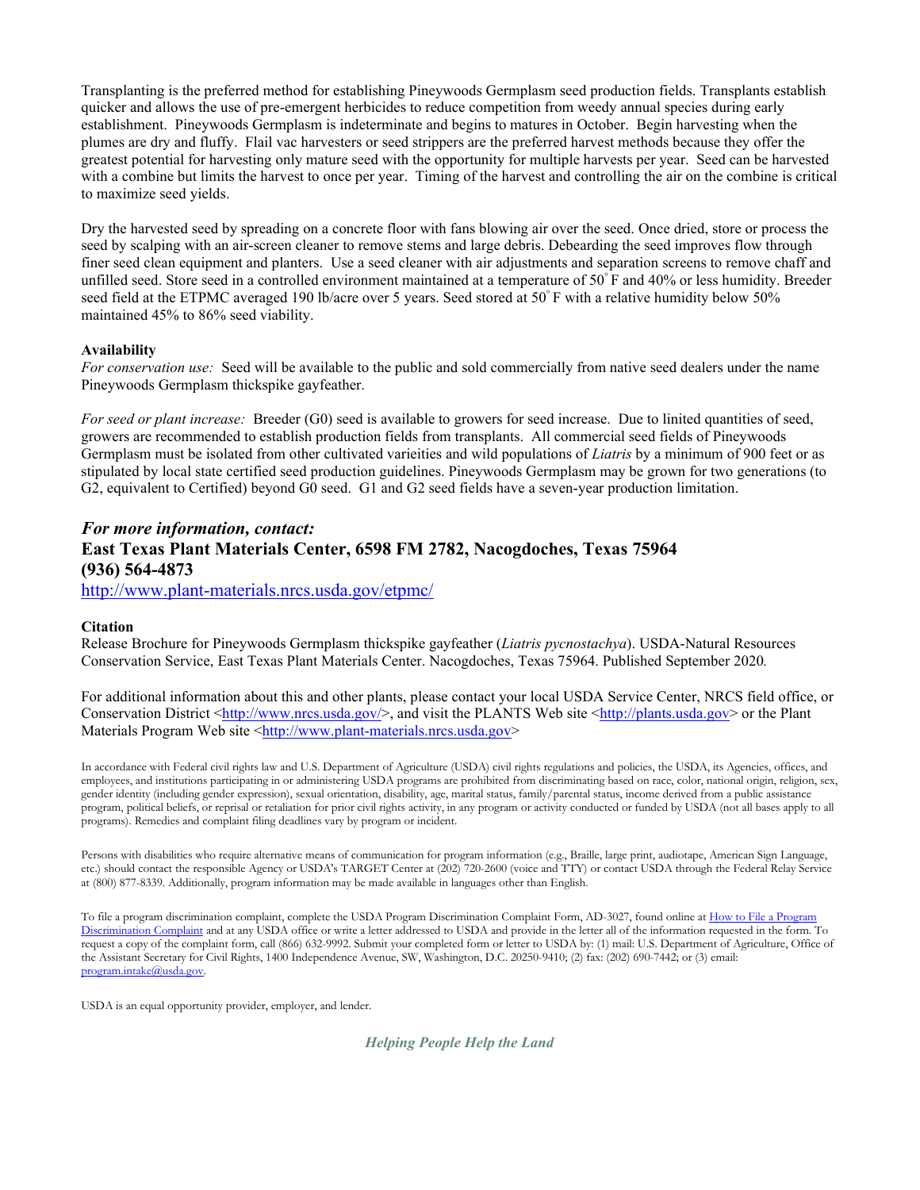Transplanting is the preferred method for establishing Pineywoods Germplasm seed production fields. Transplants establish quicker and allows the use of pre-emergent herbicides to reduce competition from weedy annual species during early establishment. Pineywoods Germplasm is indeterminate and begins to matures in October. Begin harvesting when the plumes are dry and fluffy. Flail vac harvesters or seed strippers are the preferred harvest methods because they offer the greatest potential for harvesting only mature seed with the opportunity for multiple harvests per year. Seed can be harvested with a combine but limits the harvest to once per year. Timing of the harvest and controlling the air on the combine is critical to maximize seed yields.

Dry the harvested seed by spreading on a concrete floor with fans blowing air over the seed. Once dried, store or process the seed by scalping with an air-screen cleaner to remove stems and large debris. Debearding the seed improves flow through finer seed clean equipment and planters. Use a seed cleaner with air adjustments and separation screens to remove chaff and unfilled seed. Store seed in a controlled environment maintained at a temperature of 50° F and 40% or less humidity. Breeder seed field at the ETPMC averaged 190 lb/acre over 5 years. Seed stored at 50° F with a relative humidity below 50% maintained 45% to 86% seed viability.

**Availability**

*For conservation use:* Seed will be available to the public and sold commercially from native seed dealers under the name Pineywoods Germplasm thickspike gayfeather.

*For seed or plant increase:* Breeder (G0) seed is available to growers for seed increase. Due to linited quantities of seed, growers are recommended to establish production fields from transplants. All commercial seed fields of Pineywoods Germplasm must be isolated from other cultivated varieities and wild populations of *Liatris* by a minimum of 900 feet or as stipulated by local state certified seed production guidelines. Pineywoods Germplasm may be grown for two generations (to G2, equivalent to Certified) beyond G0 seed. G1 and G2 seed fields have a seven-year production limitation.

## *For more information, contact:*
## East Texas Plant Materials Center, 6598 FM 2782, Nacogdoches, Texas 75964
## (936) 564-4873

http://www.plant-materials.nrcs.usda.gov/etpmc/

**Citation**

Release Brochure for Pineywoods Germplasm thickspike gayfeather (*Liatris pycnostachya*). USDA-Natural Resources Conservation Service, East Texas Plant Materials Center. Nacogdoches, Texas 75964. Published September 2020.

For additional information about this and other plants, please contact your local USDA Service Center, NRCS field office, or Conservation District <http://www.nrcs.usda.gov/>, and visit the PLANTS Web site <http://plants.usda.gov> or the Plant Materials Program Web site <http://www.plant-materials.nrcs.usda.gov>

In accordance with Federal civil rights law and U.S. Department of Agriculture (USDA) civil rights regulations and policies, the USDA, its Agencies, offices, and employees, and institutions participating in or administering USDA programs are prohibited from discriminating based on race, color, national origin, religion, sex, gender identity (including gender expression), sexual orientation, disability, age, marital status, family/parental status, income derived from a public assistance program, political beliefs, or reprisal or retaliation for prior civil rights activity, in any program or activity conducted or funded by USDA (not all bases apply to all programs). Remedies and complaint filing deadlines vary by program or incident.

Persons with disabilities who require alternative means of communication for program information (e.g., Braille, large print, audiotape, American Sign Language, etc.) should contact the responsible Agency or USDA's TARGET Center at (202) 720-2600 (voice and TTY) or contact USDA through the Federal Relay Service at (800) 877-8339. Additionally, program information may be made available in languages other than English.

To file a program discrimination complaint, complete the USDA Program Discrimination Complaint Form, AD-3027, found online at How to File a Program Discrimination Complaint and at any USDA office or write a letter addressed to USDA and provide in the letter all of the information requested in the form. To request a copy of the complaint form, call (866) 632-9992. Submit your completed form or letter to USDA by: (1) mail: U.S. Department of Agriculture, Office of the Assistant Secretary for Civil Rights, 1400 Independence Avenue, SW, Washington, D.C. 20250-9410; (2) fax: (202) 690-7442; or (3) email: program.intake@usda.gov.

USDA is an equal opportunity provider, employer, and lender.

*Helping People Help the Land*